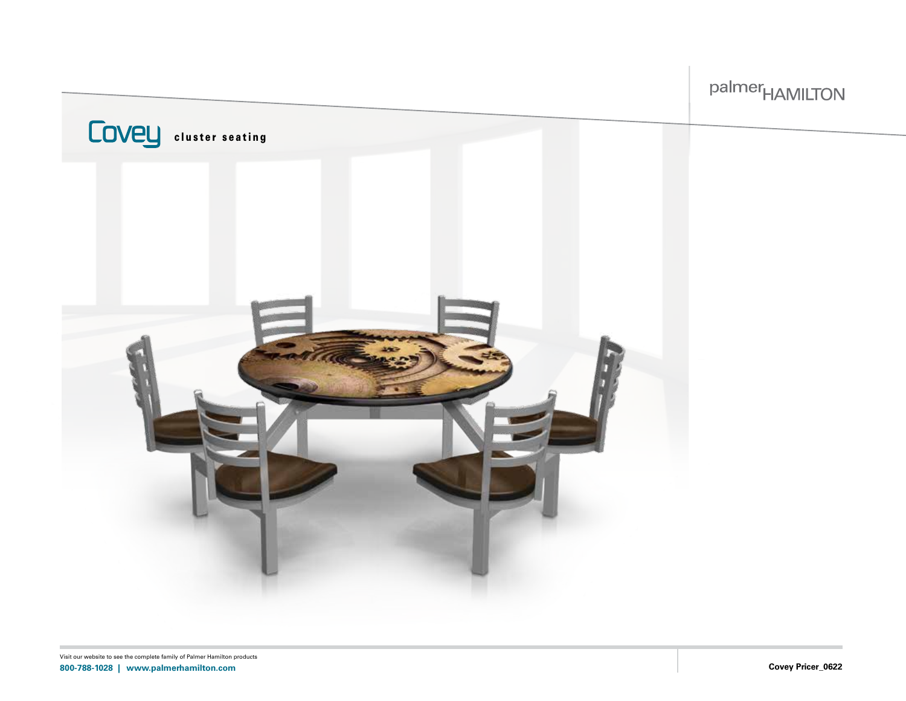palmerHAMILTON

# Covey cluster seating

Visit our website to see the complete family of Palmer Hamilton products

**800-788-1028 | www.palmerhamilton.com**

**Covey Pricer_0622**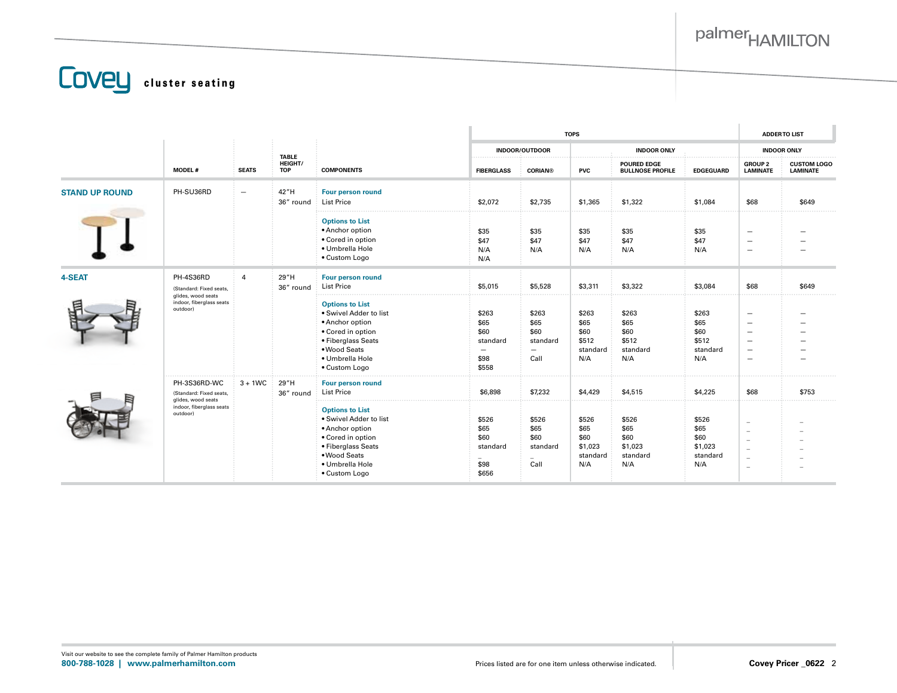# Covey cluster seating

| | MODEL # | SEATS | TABLE HEIGHT/ TOP | COMPONENTS | TOPS: INDOOR/OUTDOOR: FIBERGLASS | TOPS: INDOOR/OUTDOOR: CORIAN® | TOPS: INDOOR ONLY: PVC | TOPS: INDOOR ONLY: POURED EDGE BULLNOSE PROFILE | TOPS: INDOOR ONLY: EDGEGUARD | ADDER TO LIST: INDOOR ONLY: GROUP 2 LAMINATE | ADDER TO LIST: INDOOR ONLY: CUSTOM LOGO LAMINATE |
|---|---|---|---|---|---|---|---|---|---|---|---|
| **STAND UP ROUND** | PH-SU36RD | – | 42"H 36" round | **Four person round** | | | | | | | |
| | | | | List Price | $2,072 | $2,735 | $1,365 | $1,322 | $1,084 | $68 | $649 |
| | | | | **Options to List** | | | | | | | |
| | | | | • Anchor option | $35 | $35 | $35 | $35 | $35 | – | – |
| | | | | • Cored in option | $47 | $47 | $47 | $47 | $47 | – | – |
| | | | | • Umbrella Hole | N/A | N/A | N/A | N/A | N/A | – | – |
| | | | | • Custom Logo | N/A | | | | | | |
| **4-SEAT** | PH-4S36RD (Standard: Fixed seats, glides, wood seats indoor, fiberglass seats outdoor) | 4 | 29"H 36" round | **Four person round** | | | | | | | |
| | | | | List Price | $5,015 | $5,528 | $3,311 | $3,322 | $3,084 | $68 | $649 |
| | | | | **Options to List** | | | | | | | |
| | | | | • Swivel Adder to list | $263 | $263 | $263 | $263 | $263 | – | – |
| | | | | • Anchor option | $65 | $65 | $65 | $65 | $65 | – | – |
| | | | | • Cored in option | $60 | $60 | $60 | $60 | $60 | – | – |
| | | | | • Fiberglass Seats | standard | standard | $512 | $512 | $512 | – | – |
| | | | | • Wood Seats | – | – | standard | standard | standard | – | – |
| | | | | • Umbrella Hole | $98 | Call | N/A | N/A | N/A | – | – |
| | | | | • Custom Logo | $558 | | | | | | |
| | PH-3S36RD-WC (Standard: Fixed seats, glides, wood seats indoor, fiberglass seats outdoor) | 3 + 1WC | 29"H 36" round | **Four person round** | | | | | | | |
| | | | | List Price | $6,898 | $7,232 | $4,429 | $4,515 | $4,225 | $68 | $753 |
| | | | | **Options to List** | | | | | | | |
| | | | | • Swivel Adder to list | $526 | $526 | $526 | $526 | $526 | – | – |
| | | | | • Anchor option | $65 | $65 | $65 | $65 | $65 | – | – |
| | | | | • Cored in option | $60 | $60 | $60 | $60 | $60 | – | – |
| | | | | • Fiberglass Seats | standard | standard | $1,023 | $1,023 | $1,023 | – | – |
| | | | | • Wood Seats | – | – | standard | standard | standard | – | – |
| | | | | • Umbrella Hole | $98 | Call | N/A | N/A | N/A | – | – |
| | | | | • Custom Logo | $656 | | | | | | |

Visit our website to see the complete family of Palmer Hamilton products
**800-788-1028 | www.palmerhamilton.com**

Prices listed are for one item unless otherwise indicated.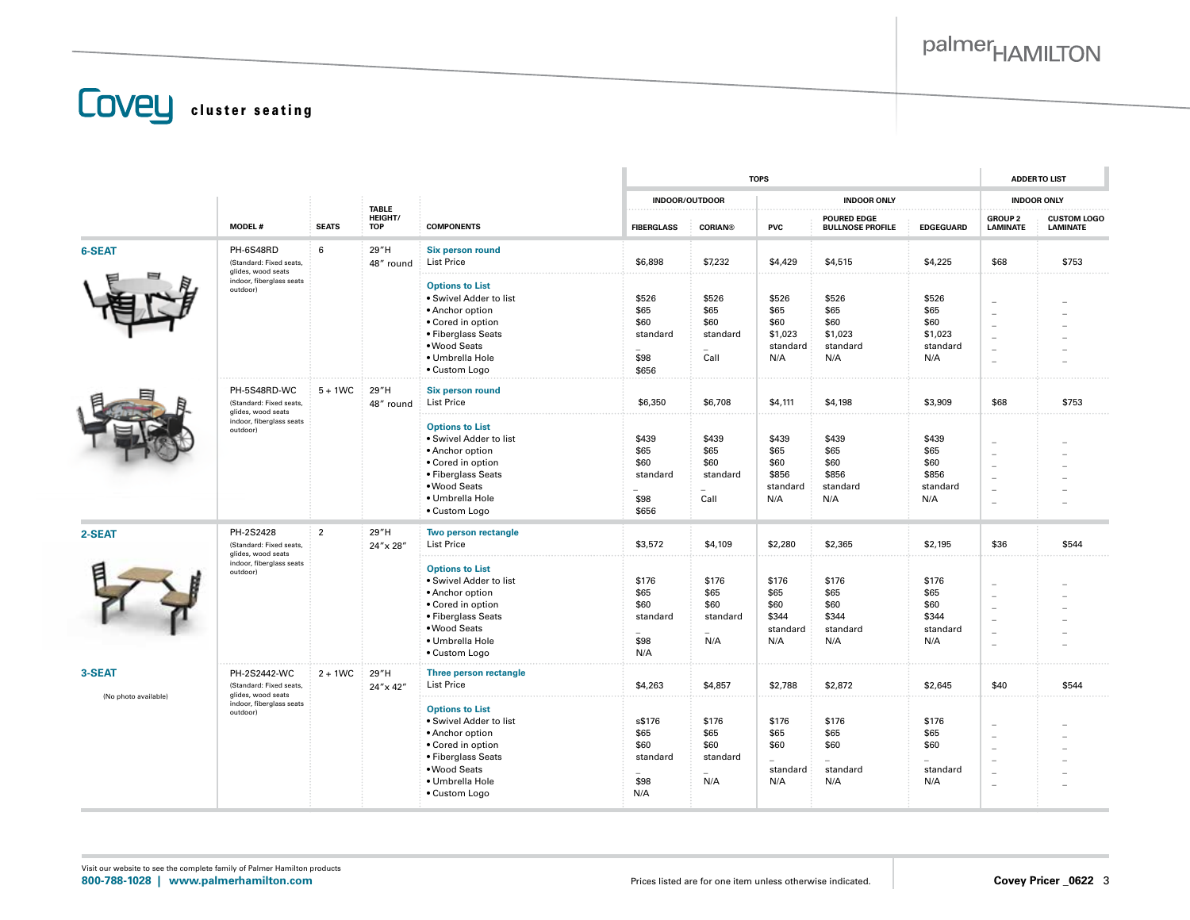# Covey cluster seating

|  | MODEL # | SEATS | TABLE HEIGHT/ TOP | COMPONENTS | TOPS | | | | | ADDER TO LIST | |
|---|---|---|---|---|---|---|---|---|---|---|---|
|  |  |  |  |  | INDOOR/OUTDOOR | | INDOOR ONLY | | | INDOOR ONLY | |
|  |  |  |  |  | FIBERGLASS | CORIAN® | PVC | POURED EDGE BULLNOSE PROFILE | EDGEGUARD | GROUP 2 LAMINATE | CUSTOM LOGO LAMINATE |
| **6-SEAT** | PH-6S48RD (Standard: Fixed seats, glides, wood seats indoor, fiberglass seats outdoor) | 6 | 29″H 48″ round | **Six person round** List Price | $6,898 | $7,232 | $4,429 | $4,515 | $4,225 | $68 | $753 |
|  |  |  |  | **Options to List** | | | | | | | |
|  |  |  |  | • Swivel Adder to list | $526 | $526 | $526 | $526 | $526 | – | – |
|  |  |  |  | • Anchor option | $65 | $65 | $65 | $65 | $65 | – | – |
|  |  |  |  | • Cored in option | $60 | $60 | $60 | $60 | $60 | – | – |
|  |  |  |  | • Fiberglass Seats | standard | standard | $1,023 | $1,023 | $1,023 | – | – |
|  |  |  |  | • Wood Seats | – | – | standard | standard | standard | – | – |
|  |  |  |  | • Umbrella Hole | $98 | Call | N/A | N/A | N/A | – | – |
|  |  |  |  | • Custom Logo | $656 | | | | | | |
|  | PH-5S48RD-WC (Standard: Fixed seats, glides, wood seats indoor, fiberglass seats outdoor) | 5 + 1WC | 29″H 48″ round | **Six person round** List Price | $6,350 | $6,708 | $4,111 | $4,198 | $3,909 | $68 | $753 |
|  |  |  |  | **Options to List** | | | | | | | |
|  |  |  |  | • Swivel Adder to list | $439 | $439 | $439 | $439 | $439 | – | – |
|  |  |  |  | • Anchor option | $65 | $65 | $65 | $65 | $65 | – | – |
|  |  |  |  | • Cored in option | $60 | $60 | $60 | $60 | $60 | – | – |
|  |  |  |  | • Fiberglass Seats | standard | standard | $856 | $856 | $856 | – | – |
|  |  |  |  | • Wood Seats | – | – | standard | standard | standard | – | – |
|  |  |  |  | • Umbrella Hole | $98 | Call | N/A | N/A | N/A | – | – |
|  |  |  |  | • Custom Logo | $656 | | | | | | |
| **2-SEAT** | PH-2S2428 (Standard: Fixed seats, glides, wood seats indoor, fiberglass seats outdoor) | 2 | 29″H 24″x 28″ | **Two person rectangle** List Price | $3,572 | $4,109 | $2,280 | $2,365 | $2,195 | $36 | $544 |
|  |  |  |  | **Options to List** | | | | | | | |
|  |  |  |  | • Swivel Adder to list | $176 | $176 | $176 | $176 | $176 | – | – |
|  |  |  |  | • Anchor option | $65 | $65 | $65 | $65 | $65 | – | – |
|  |  |  |  | • Cored in option | $60 | $60 | $60 | $60 | $60 | – | – |
|  |  |  |  | • Fiberglass Seats | standard | standard | $344 | $344 | $344 | – | – |
|  |  |  |  | • Wood Seats | – | – | standard | standard | standard | – | – |
|  |  |  |  | • Umbrella Hole | $98 | N/A | N/A | N/A | N/A | – | – |
|  |  |  |  | • Custom Logo | N/A | | | | | | |
| **3-SEAT** (No photo available) | PH-2S2442-WC (Standard: Fixed seats, glides, wood seats indoor, fiberglass seats outdoor) | 2 + 1WC | 29″H 24″x 42″ | **Three person rectangle** List Price | $4,263 | $4,857 | $2,788 | $2,872 | $2,645 | $40 | $544 |
|  |  |  |  | **Options to List** | | | | | | | |
|  |  |  |  | • Swivel Adder to list | s$176 | $176 | $176 | $176 | $176 | – | – |
|  |  |  |  | • Anchor option | $65 | $65 | $65 | $65 | $65 | – | – |
|  |  |  |  | • Cored in option | $60 | $60 | $60 | $60 | $60 | – | – |
|  |  |  |  | • Fiberglass Seats | standard | standard | – | – | – | – | – |
|  |  |  |  | • Wood Seats | – | – | standard | standard | standard | – | – |
|  |  |  |  | • Umbrella Hole | $98 | N/A | N/A | N/A | N/A | – | – |
|  |  |  |  | • Custom Logo | N/A | | | | | | |

Visit our website to see the complete family of Palmer Hamilton products

**800-788-1028 | www.palmerhamilton.com**

Prices listed are for one item unless otherwise indicated.

**Covey Pricer _0622**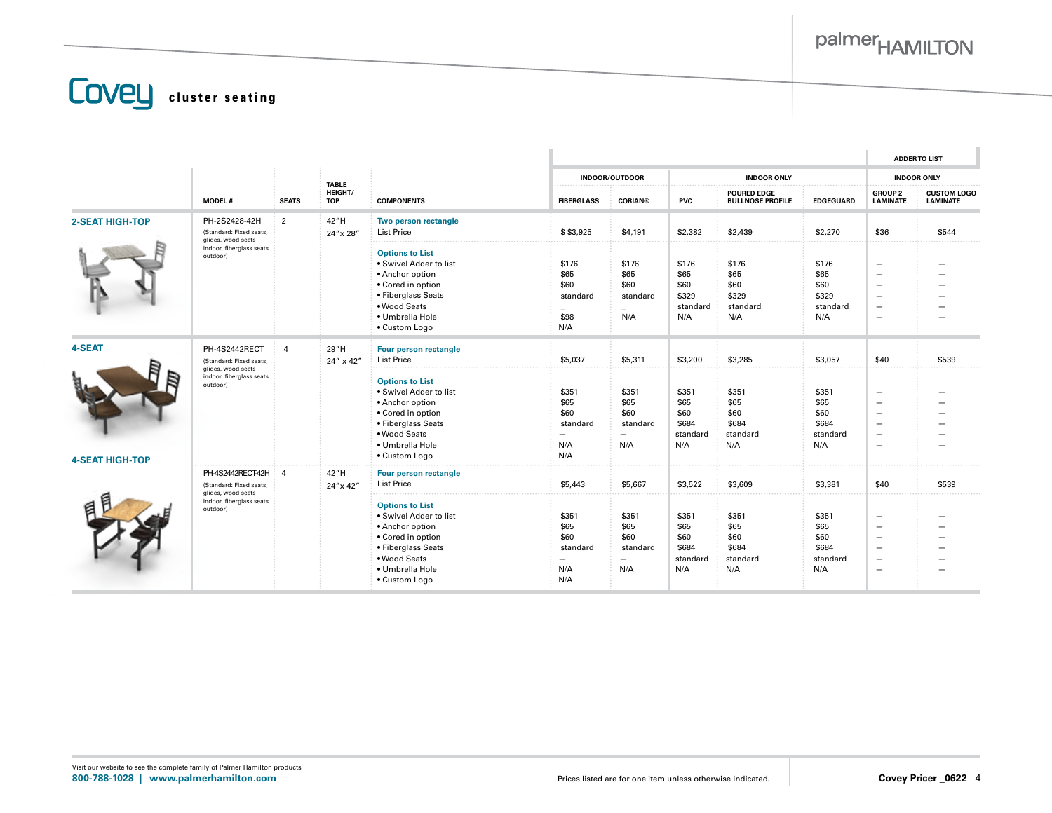# Covey cluster seating

| | MODEL # | SEATS | TABLE HEIGHT/ TOP | COMPONENTS | INDOOR/OUTDOOR | | INDOOR ONLY | | | ADDER TO LIST INDOOR ONLY | |
|---|---|---|---|---|---|---|---|---|---|---|---|
| | | | | | FIBERGLASS | CORIAN® | PVC | POURED EDGE BULLNOSE PROFILE | EDGEGUARD | GROUP 2 LAMINATE | CUSTOM LOGO LAMINATE |
| **2-SEAT HIGH-TOP** | PH-2S2428-42H (Standard: Fixed seats, glides, wood seats indoor, fiberglass seats outdoor) | 2 | 42″H 24″x 28″ | **Two person rectangle** List Price | $ $3,925 | $4,191 | $2,382 | $2,439 | $2,270 | $36 | $544 |
| | | | | **Options to List** | | | | | | | |
| | | | | • Swivel Adder to list | $176 | $176 | $176 | $176 | $176 | – | – |
| | | | | • Anchor option | $65 | $65 | $65 | $65 | $65 | – | – |
| | | | | • Cored in option | $60 | $60 | $60 | $60 | $60 | – | – |
| | | | | • Fiberglass Seats | standard | standard | $329 | $329 | $329 | – | – |
| | | | | • Wood Seats | – | – | standard | standard | standard | – | – |
| | | | | • Umbrella Hole | $98 | N/A | N/A | N/A | N/A | – | – |
| | | | | • Custom Logo | N/A | | | | | | |
| **4-SEAT** | PH-4S2442RECT (Standard: Fixed seats, glides, wood seats indoor, fiberglass seats outdoor) | 4 | 29″H 24″ x 42″ | **Four person rectangle** List Price | $5,037 | $5,311 | $3,200 | $3,285 | $3,057 | $40 | $539 |
| | | | | **Options to List** | | | | | | | |
| | | | | • Swivel Adder to list | $351 | $351 | $351 | $351 | $351 | – | – |
| | | | | • Anchor option | $65 | $65 | $65 | $65 | $65 | – | – |
| | | | | • Cored in option | $60 | $60 | $60 | $60 | $60 | – | – |
| | | | | • Fiberglass Seats | standard | standard | $684 | $684 | $684 | – | – |
| | | | | • Wood Seats | – | – | standard | standard | standard | – | – |
| | | | | • Umbrella Hole | N/A | N/A | N/A | N/A | N/A | – | – |
| | | | | • Custom Logo | N/A | | | | | | |
| **4-SEAT HIGH-TOP** | PH-4S2442RECT42H (Standard: Fixed seats, glides, wood seats indoor, fiberglass seats outdoor) | 4 | 42″H 24″x 42″ | **Four person rectangle** List Price | $5,443 | $5,667 | $3,522 | $3,609 | $3,381 | $40 | $539 |
| | | | | **Options to List** | | | | | | | |
| | | | | • Swivel Adder to list | $351 | $351 | $351 | $351 | $351 | – | – |
| | | | | • Anchor option | $65 | $65 | $65 | $65 | $65 | – | – |
| | | | | • Cored in option | $60 | $60 | $60 | $60 | $60 | – | – |
| | | | | • Fiberglass Seats | standard | standard | $684 | $684 | $684 | – | – |
| | | | | • Wood Seats | – | – | standard | standard | standard | – | – |
| | | | | • Umbrella Hole | N/A | N/A | N/A | N/A | N/A | – | – |
| | | | | • Custom Logo | N/A | | | | | | |

Visit our website to see the complete family of Palmer Hamilton products

**800-788-1028 | www.palmerhamilton.com**

Prices listed are for one item unless otherwise indicated.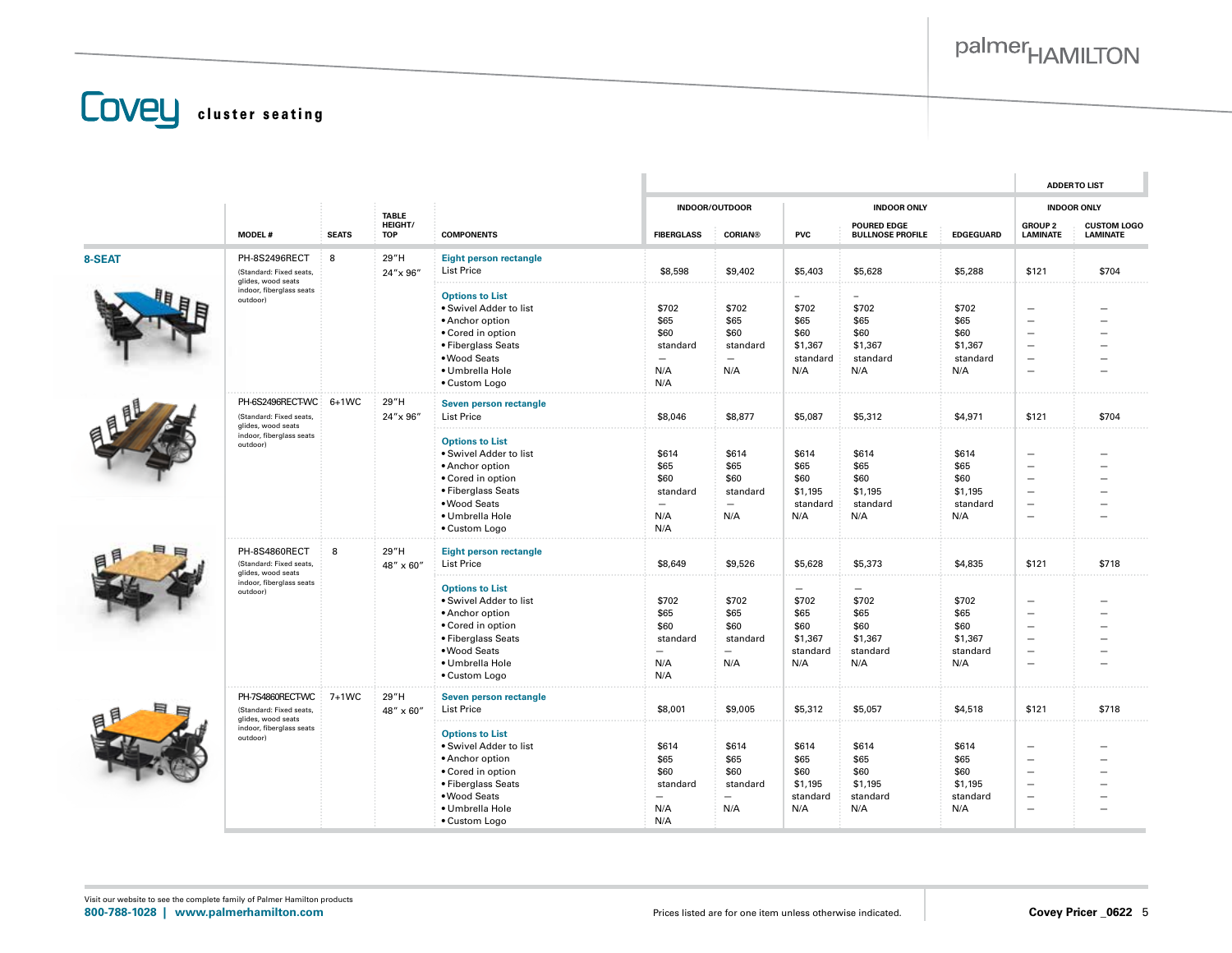# Covey cluster seating

| | MODEL # | SEATS | TABLE HEIGHT/ TOP | COMPONENTS | INDOOR/OUTDOOR | | INDOOR ONLY | | | ADDER TO LIST INDOOR ONLY | |
|---|---|---|---|---|---|---|---|---|---|---|---|
| | | | | | FIBERGLASS | CORIAN® | PVC | POURED EDGE BULLNOSE PROFILE | EDGEGUARD | GROUP 2 LAMINATE | CUSTOM LOGO LAMINATE |
| **8-SEAT** | PH-8S2496RECT (Standard: Fixed seats, glides, wood seats indoor, fiberglass seats outdoor) | 8 | 29″H 24″x 96″ | **Eight person rectangle** List Price | $8,598 | $9,402 | $5,403 | $5,628 | $5,288 | $121 | $704 |
| | | | | **Options to List** | | | – | – | | | |
| | | | | • Swivel Adder to list | $702 | $702 | $702 | $702 | $702 | – | – |
| | | | | • Anchor option | $65 | $65 | $65 | $65 | $65 | – | – |
| | | | | • Cored in option | $60 | $60 | $60 | $60 | $60 | – | – |
| | | | | • Fiberglass Seats | standard | standard | $1,367 | $1,367 | $1,367 | – | – |
| | | | | • Wood Seats | – | – | standard | standard | standard | – | – |
| | | | | • Umbrella Hole | N/A | N/A | N/A | N/A | N/A | – | – |
| | | | | • Custom Logo | N/A | | | | | | |
| | PH-6S2496RECT-WC (Standard: Fixed seats, glides, wood seats indoor, fiberglass seats outdoor) | 6+1WC | 29″H 24″x 96″ | **Seven person rectangle** List Price | $8,046 | $8,877 | $5,087 | $5,312 | $4,971 | $121 | $704 |
| | | | | **Options to List** | | | | | | | |
| | | | | • Swivel Adder to list | $614 | $614 | $614 | $614 | $614 | – | – |
| | | | | • Anchor option | $65 | $65 | $65 | $65 | $65 | – | – |
| | | | | • Cored in option | $60 | $60 | $60 | $60 | $60 | – | – |
| | | | | • Fiberglass Seats | standard | standard | $1,195 | $1,195 | $1,195 | – | – |
| | | | | • Wood Seats | – | – | standard | standard | standard | – | – |
| | | | | • Umbrella Hole | N/A | N/A | N/A | N/A | N/A | – | – |
| | | | | • Custom Logo | N/A | | | | | | |
| | PH-8S4860RECT (Standard: Fixed seats, glides, wood seats indoor, fiberglass seats outdoor) | 8 | 29″H 48″ x 60″ | **Eight person rectangle** List Price | $8,649 | $9,526 | $5,628 | $5,373 | $4,835 | $121 | $718 |
| | | | | **Options to List** | | | – | – | | | |
| | | | | • Swivel Adder to list | $702 | $702 | $702 | $702 | $702 | – | – |
| | | | | • Anchor option | $65 | $65 | $65 | $65 | $65 | – | – |
| | | | | • Cored in option | $60 | $60 | $60 | $60 | $60 | – | – |
| | | | | • Fiberglass Seats | standard | standard | $1,367 | $1,367 | $1,367 | – | – |
| | | | | • Wood Seats | – | – | standard | standard | standard | – | – |
| | | | | • Umbrella Hole | N/A | N/A | N/A | N/A | N/A | – | – |
| | | | | • Custom Logo | N/A | | | | | | |
| | PH-7S4860RECT-WC (Standard: Fixed seats, glides, wood seats indoor, fiberglass seats outdoor) | 7+1WC | 29″H 48″ x 60″ | **Seven person rectangle** List Price | $8,001 | $9,005 | $5,312 | $5,057 | $4,518 | $121 | $718 |
| | | | | **Options to List** | | | | | | | |
| | | | | • Swivel Adder to list | $614 | $614 | $614 | $614 | $614 | – | – |
| | | | | • Anchor option | $65 | $65 | $65 | $65 | $65 | – | – |
| | | | | • Cored in option | $60 | $60 | $60 | $60 | $60 | – | – |
| | | | | • Fiberglass Seats | standard | standard | $1,195 | $1,195 | $1,195 | – | – |
| | | | | • Wood Seats | – | – | standard | standard | standard | – | – |
| | | | | • Umbrella Hole | N/A | N/A | N/A | N/A | N/A | – | – |
| | | | | • Custom Logo | N/A | | | | | | |

Visit our website to see the complete family of Palmer Hamilton products
**800-788-1028 | www.palmerhamilton.com**

Prices listed are for one item unless otherwise indicated.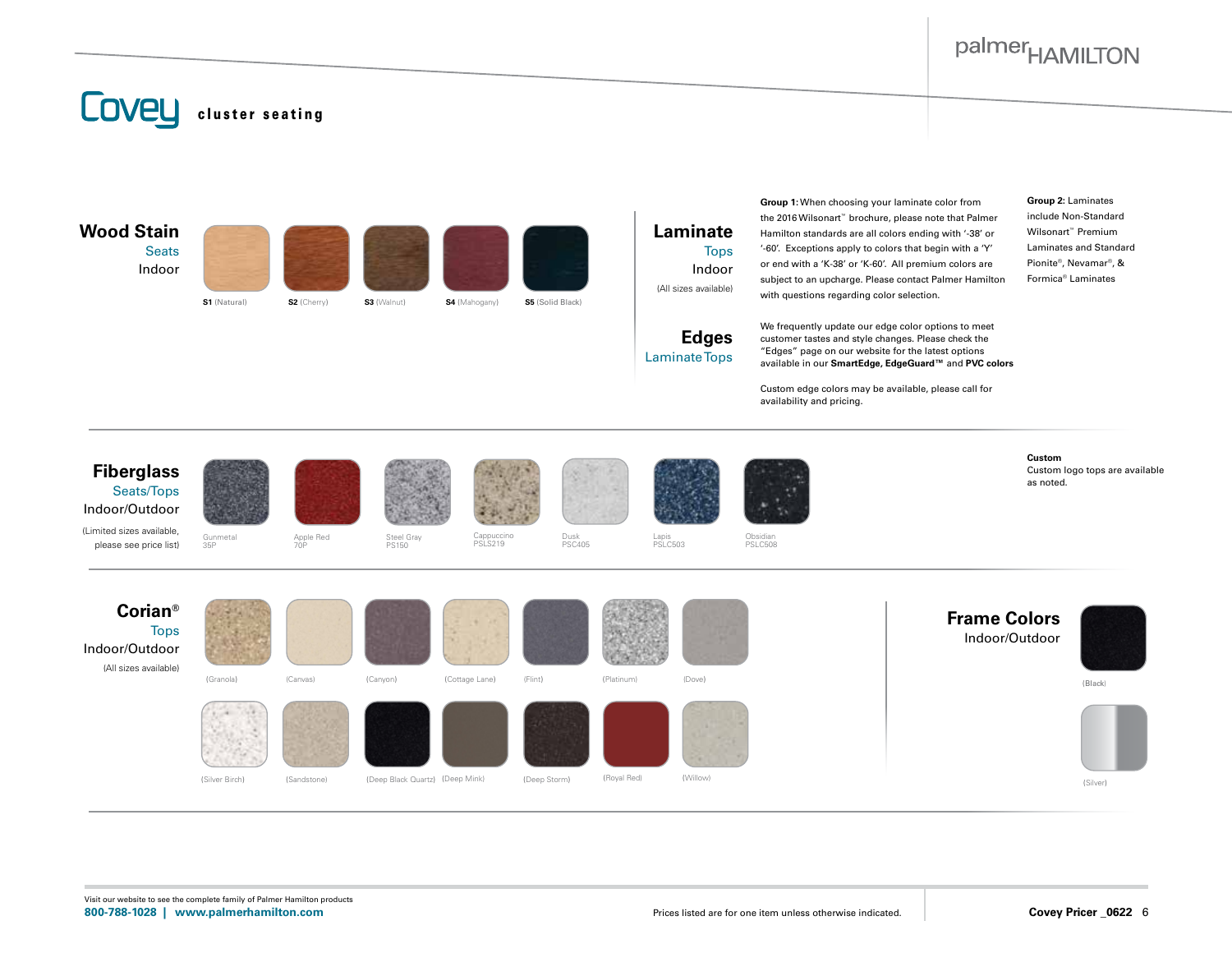# Covey cluster seating

## Wood Stain
Seats
Indoor

**S1** (Natural) **S2** (Cherry) **S3** (Walnut) **S4** (Mahogany) **S5** (Solid Black)

## Laminate
Tops
Indoor

(All sizes available)

**Group 1:** When choosing your laminate color from the 2016 Wilsonart™ brochure, please note that Palmer Hamilton standards are all colors ending with '-38' or '-60'. Exceptions apply to colors that begin with a 'Y' or end with a 'K-38' or 'K-60'. All premium colors are subject to an upcharge. Please contact Palmer Hamilton with questions regarding color selection.

**Group 2:** Laminates include Non-Standard Wilsonart™ Premium Laminates and Standard Pionite®, Nevamar®, & Formica® Laminates

## Edges
Laminate Tops

We frequently update our edge color options to meet customer tastes and style changes. Please check the "Edges" page on our website for the latest options available in our **SmartEdge, EdgeGuard™** and **PVC colors**

Custom edge colors may be available, please call for availability and pricing.

## Fiberglass
Seats/Tops
Indoor/Outdoor

(Limited sizes available, please see price list)

Gunmetal 35P
Apple Red 70P
Steel Gray PS150
Cappuccino PSLS219
Dusk PSC405
Lapis PSLC503
Obsidian PSLC508

**Custom**
Custom logo tops are available as noted.

## Corian®
Tops
Indoor/Outdoor

(All sizes available)

(Granola) (Canvas) (Canyon) (Cottage Lane) (Flint) (Platinum) (Dove)

(Silver Birch) (Sandstone) (Deep Black Quartz) (Deep Mink) (Deep Storm) (Royal Red) (Willow)

## Frame Colors
Indoor/Outdoor

(Black)

(Silver)

Visit our website to see the complete family of Palmer Hamilton products
**800-788-1028 | www.palmerhamilton.com**

Prices listed are for one item unless otherwise indicated.